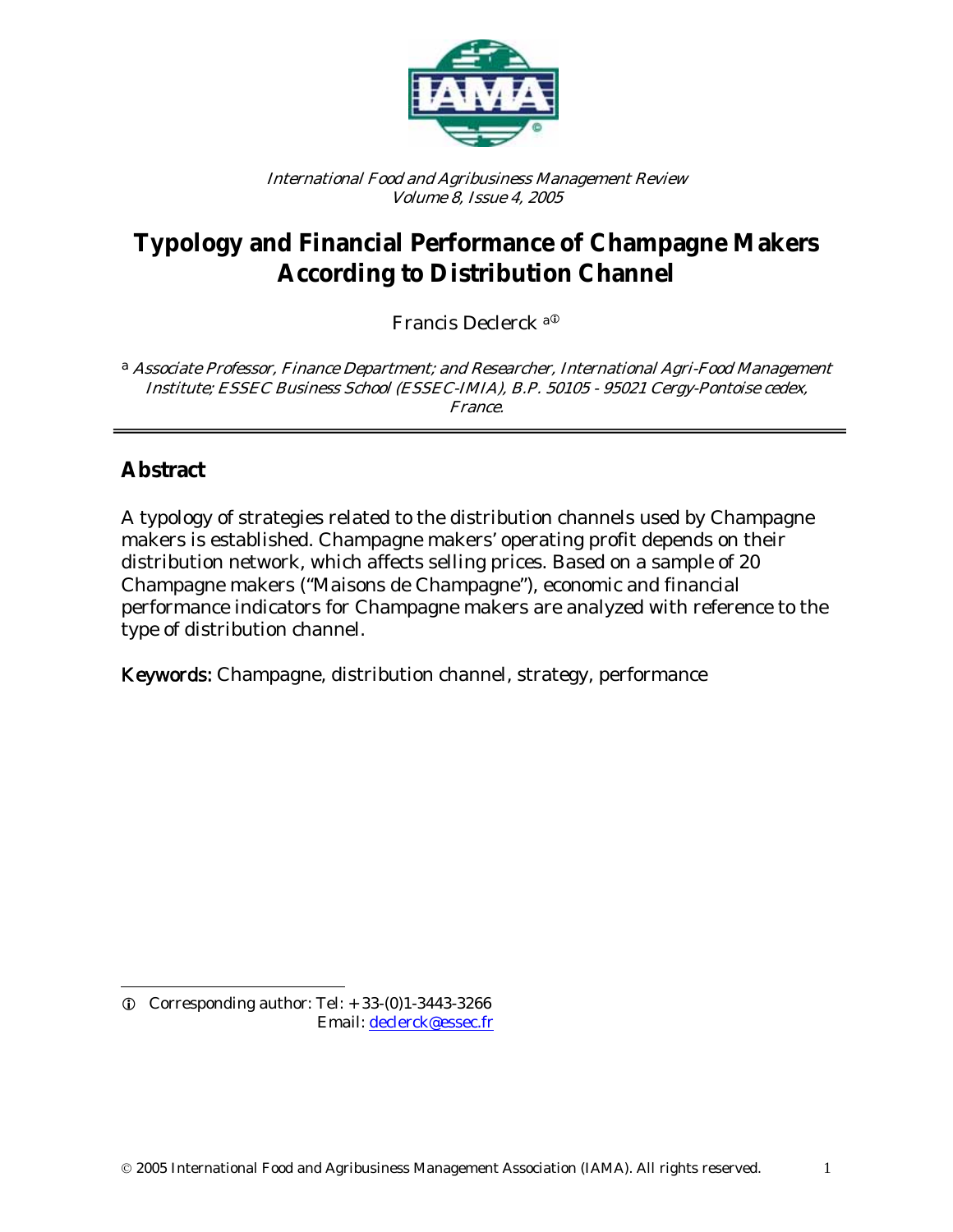*International Food and Agribusiness Management Review*
*Volume 8, Issue 4, 2005*

# Typology and Financial Performance of Champagne Makers According to Distribution Channel

Francis Declerck [a]ⓘ

[a] *Associate Professor, Finance Department; and Researcher, International Agri-Food Management Institute; ESSEC Business School (ESSEC-IMIA), B.P. 50105 - 95021 Cergy-Pontoise cedex, France.*

---

## Abstract

A typology of strategies related to the distribution channels used by Champagne makers is established. Champagne makers' operating profit depends on their distribution network, which affects selling prices. Based on a sample of 20 Champagne makers ("Maisons de Champagne"), economic and financial performance indicators for Champagne makers are analyzed with reference to the type of distribution channel.

**Keywords:** Champagne, distribution channel, strategy, performance

---

ⓘ Corresponding author: Tel: + 33-(0)1-3443-3266
Email: declerck@essec.fr

© 2005 International Food and Agribusiness Management Association (IAMA). All rights reserved.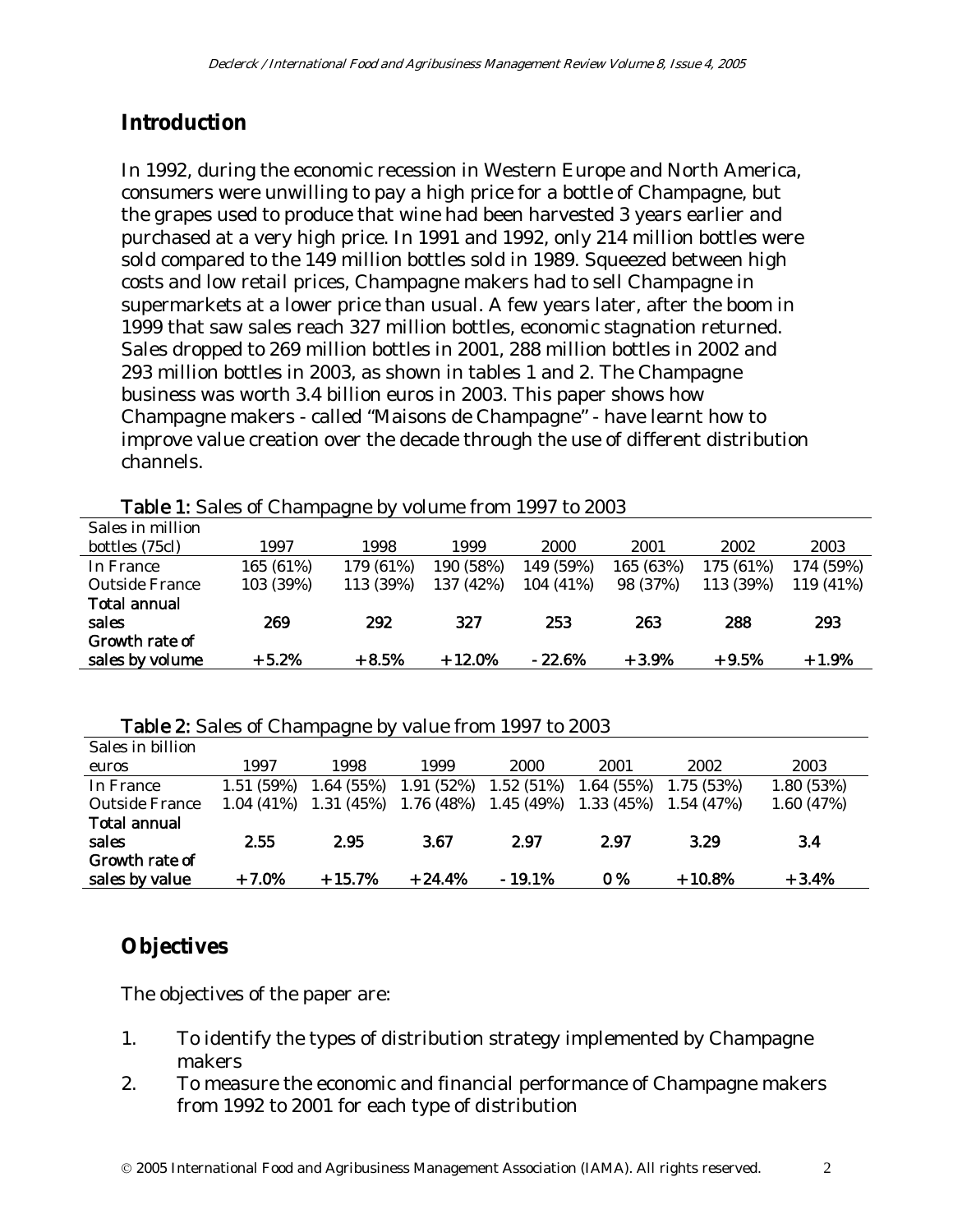## Introduction

In 1992, during the economic recession in Western Europe and North America, consumers were unwilling to pay a high price for a bottle of Champagne, but the grapes used to produce that wine had been harvested 3 years earlier and purchased at a very high price. In 1991 and 1992, only 214 million bottles were sold compared to the 149 million bottles sold in 1989. Squeezed between high costs and low retail prices, Champagne makers had to sell Champagne in supermarkets at a lower price than usual. A few years later, after the boom in 1999 that saw sales reach 327 million bottles, economic stagnation returned. Sales dropped to 269 million bottles in 2001, 288 million bottles in 2002 and 293 million bottles in 2003, as shown in tables 1 and 2. The Champagne business was worth 3.4 billion euros in 2003. This paper shows how Champagne makers - called "Maisons de Champagne" - have learnt how to improve value creation over the decade through the use of different distribution channels.

**Table 1:** Sales of Champagne by volume from 1997 to 2003

| Sales in million bottles (75cl) | 1997 | 1998 | 1999 | 2000 | 2001 | 2002 | 2003 |
|---|---|---|---|---|---|---|---|
| In France | 165 (61%) | 179 (61%) | 190 (58%) | 149 (59%) | 165 (63%) | 175 (61%) | 174 (59%) |
| Outside France | 103 (39%) | 113 (39%) | 137 (42%) | 104 (41%) | 98 (37%) | 113 (39%) | 119 (41%) |
| **Total annual sales** | **269** | **292** | **327** | **253** | **263** | **288** | **293** |
| **Growth rate of sales by volume** | **+5.2%** | **+8.5%** | **+12.0%** | **-22.6%** | **+3.9%** | **+9.5%** | **+1.9%** |

**Table 2:** Sales of Champagne by value from 1997 to 2003

| Sales in billion euros | 1997 | 1998 | 1999 | 2000 | 2001 | 2002 | 2003 |
|---|---|---|---|---|---|---|---|
| In France | 1.51 (59%) | 1.64 (55%) | 1.91 (52%) | 1.52 (51%) | 1.64 (55%) | 1.75 (53%) | 1.80 (53%) |
| Outside France | 1.04 (41%) | 1.31 (45%) | 1.76 (48%) | 1.45 (49%) | 1.33 (45%) | 1.54 (47%) | 1.60 (47%) |
| **Total annual sales** | **2.55** | **2.95** | **3.67** | **2.97** | **2.97** | **3.29** | **3.4** |
| **Growth rate of sales by value** | **+7.0%** | **+15.7%** | **+24.4%** | **-19.1%** | **0 %** | **+10.8%** | **+3.4%** |

## Objectives

The objectives of the paper are:

1. To identify the types of distribution strategy implemented by Champagne makers
2. To measure the economic and financial performance of Champagne makers from 1992 to 2001 for each type of distribution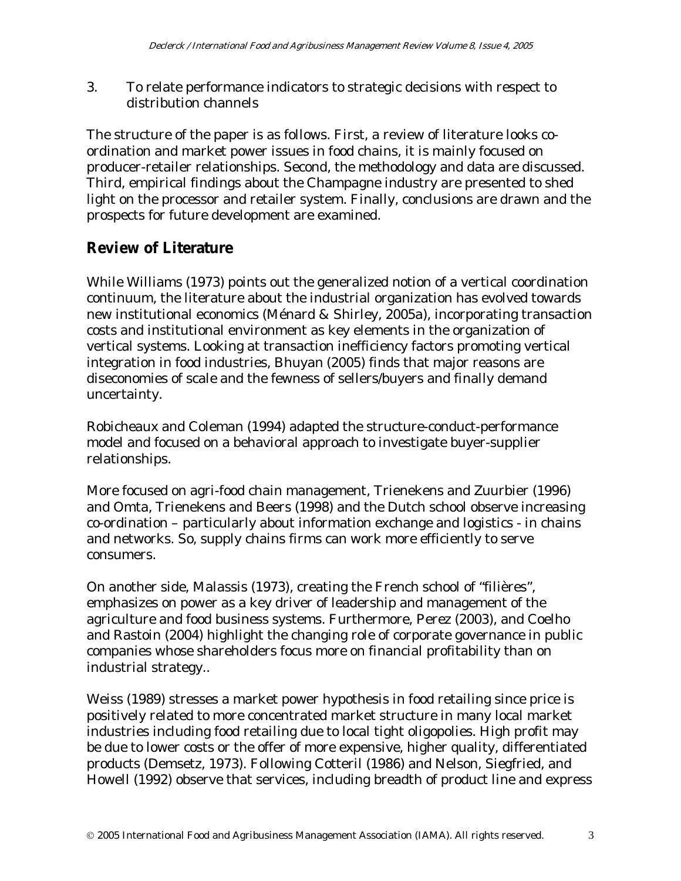3. To relate performance indicators to strategic decisions with respect to distribution channels

The structure of the paper is as follows. First, a review of literature looks co-ordination and market power issues in food chains, it is mainly focused on producer-retailer relationships. Second, the methodology and data are discussed. Third, empirical findings about the Champagne industry are presented to shed light on the processor and retailer system. Finally, conclusions are drawn and the prospects for future development are examined.

## Review of Literature

While Williams (1973) points out the generalized notion of a vertical coordination continuum, the literature about the industrial organization has evolved towards new institutional economics (Ménard & Shirley, 2005a), incorporating transaction costs and institutional environment as key elements in the organization of vertical systems. Looking at transaction inefficiency factors promoting vertical integration in food industries, Bhuyan (2005) finds that major reasons are diseconomies of scale and the fewness of sellers/buyers and finally demand uncertainty.

Robicheaux and Coleman (1994) adapted the structure-conduct-performance model and focused on a behavioral approach to investigate buyer-supplier relationships.

More focused on agri-food chain management, Trienekens and Zuurbier (1996) and Omta, Trienekens and Beers (1998) and the Dutch school observe increasing co-ordination – particularly about information exchange and logistics - in chains and networks. So, supply chains firms can work more efficiently to serve consumers.

On another side, Malassis (1973), creating the French school of "filières", emphasizes on power as a key driver of leadership and management of the agriculture and food business systems. Furthermore, Perez (2003), and Coelho and Rastoin (2004) highlight the changing role of corporate governance in public companies whose shareholders focus more on financial profitability than on industrial strategy..

Weiss (1989) stresses a market power hypothesis in food retailing since price is positively related to more concentrated market structure in many local market industries including food retailing due to local tight oligopolies. High profit may be due to lower costs or the offer of more expensive, higher quality, differentiated products (Demsetz, 1973). Following Cotteril (1986) and Nelson, Siegfried, and Howell (1992) observe that services, including breadth of product line and express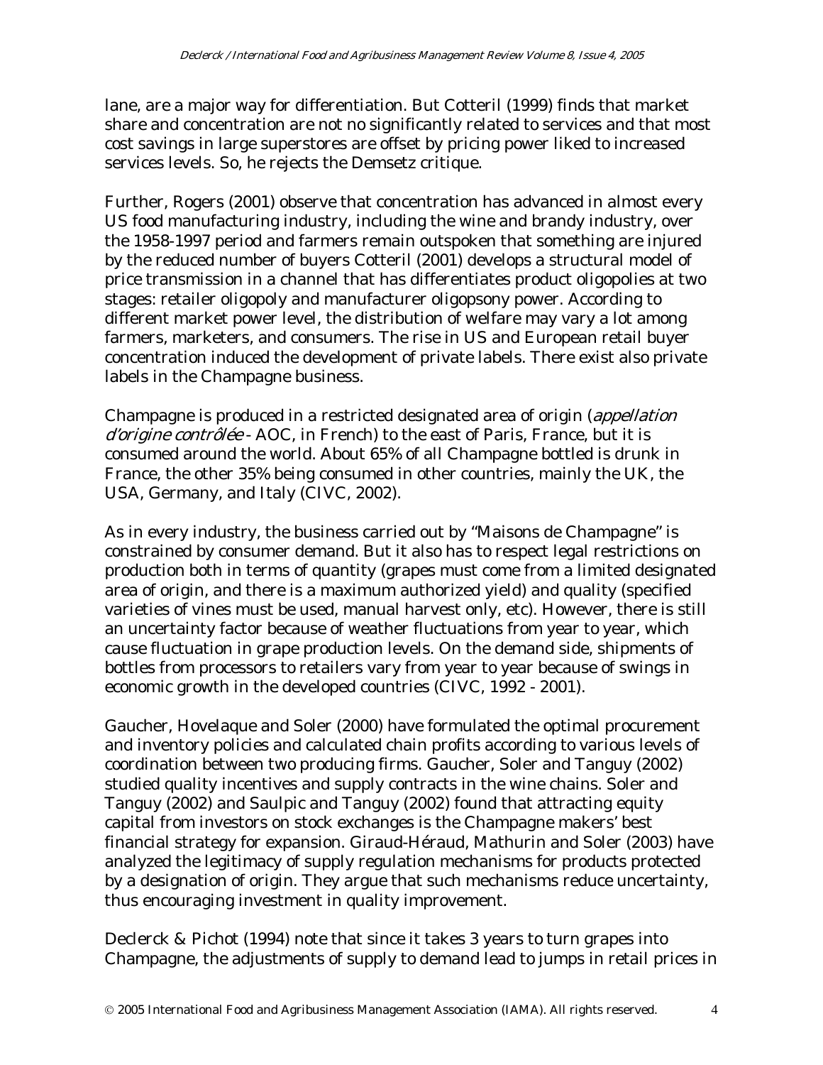lane, are a major way for differentiation. But Cotteril (1999) finds that market share and concentration are not no significantly related to services and that most cost savings in large superstores are offset by pricing power liked to increased services levels. So, he rejects the Demsetz critique.

Further, Rogers (2001) observe that concentration has advanced in almost every US food manufacturing industry, including the wine and brandy industry, over the 1958-1997 period and farmers remain outspoken that something are injured by the reduced number of buyers Cotteril (2001) develops a structural model of price transmission in a channel that has differentiates product oligopolies at two stages: retailer oligopoly and manufacturer oligopsony power. According to different market power level, the distribution of welfare may vary a lot among farmers, marketers, and consumers. The rise in US and European retail buyer concentration induced the development of private labels. There exist also private labels in the Champagne business.

Champagne is produced in a restricted designated area of origin (*appellation d'origine contrôlée* - AOC, in French) to the east of Paris, France, but it is consumed around the world. About 65% of all Champagne bottled is drunk in France, the other 35% being consumed in other countries, mainly the UK, the USA, Germany, and Italy (CIVC, 2002).

As in every industry, the business carried out by "Maisons de Champagne" is constrained by consumer demand. But it also has to respect legal restrictions on production both in terms of quantity (grapes must come from a limited designated area of origin, and there is a maximum authorized yield) and quality (specified varieties of vines must be used, manual harvest only, etc). However, there is still an uncertainty factor because of weather fluctuations from year to year, which cause fluctuation in grape production levels. On the demand side, shipments of bottles from processors to retailers vary from year to year because of swings in economic growth in the developed countries (CIVC, 1992 - 2001).

Gaucher, Hovelaque and Soler (2000) have formulated the optimal procurement and inventory policies and calculated chain profits according to various levels of coordination between two producing firms. Gaucher, Soler and Tanguy (2002) studied quality incentives and supply contracts in the wine chains. Soler and Tanguy (2002) and Saulpic and Tanguy (2002) found that attracting equity capital from investors on stock exchanges is the Champagne makers' best financial strategy for expansion. Giraud-Héraud, Mathurin and Soler (2003) have analyzed the legitimacy of supply regulation mechanisms for products protected by a designation of origin. They argue that such mechanisms reduce uncertainty, thus encouraging investment in quality improvement.

Declerck & Pichot (1994) note that since it takes 3 years to turn grapes into Champagne, the adjustments of supply to demand lead to jumps in retail prices in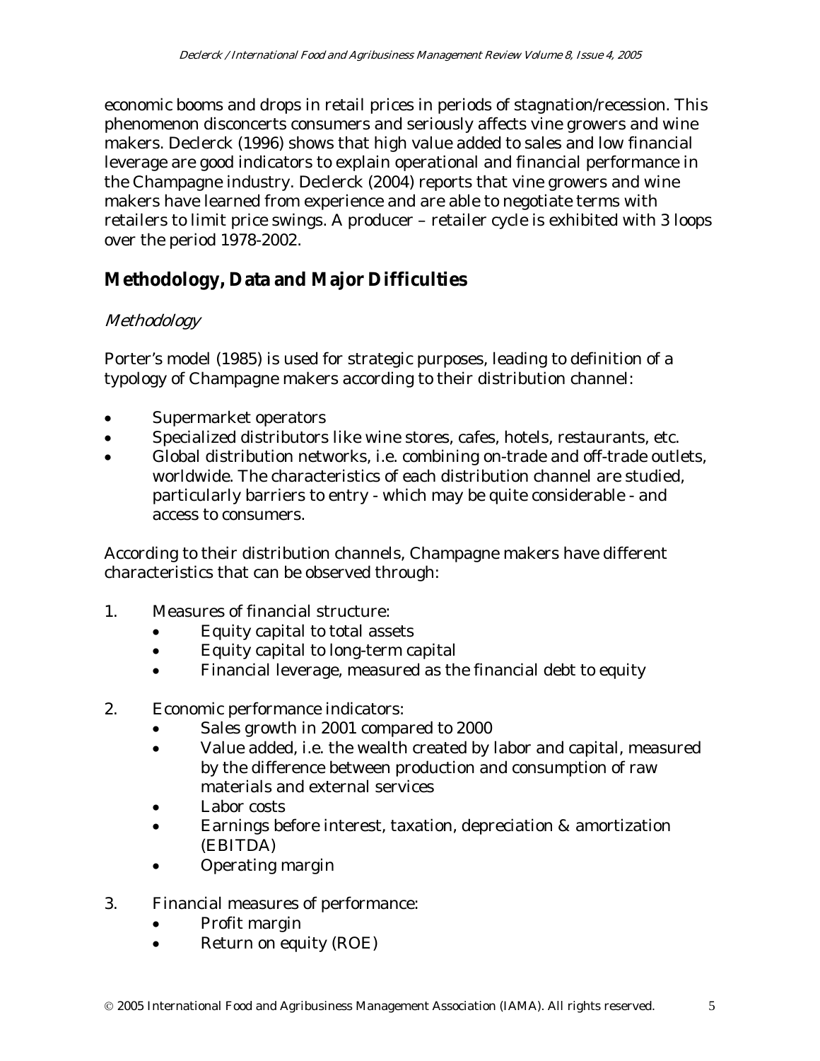economic booms and drops in retail prices in periods of stagnation/recession. This phenomenon disconcerts consumers and seriously affects vine growers and wine makers. Declerck (1996) shows that high value added to sales and low financial leverage are good indicators to explain operational and financial performance in the Champagne industry. Declerck (2004) reports that vine growers and wine makers have learned from experience and are able to negotiate terms with retailers to limit price swings. A producer – retailer cycle is exhibited with 3 loops over the period 1978-2002.

## Methodology, Data and Major Difficulties

### *Methodology*

Porter's model (1985) is used for strategic purposes, leading to definition of a typology of Champagne makers according to their distribution channel:

- Supermarket operators
- Specialized distributors like wine stores, cafes, hotels, restaurants, etc.
- Global distribution networks, i.e. combining on-trade and off-trade outlets, worldwide. The characteristics of each distribution channel are studied, particularly barriers to entry - which may be quite considerable - and access to consumers.

According to their distribution channels, Champagne makers have different characteristics that can be observed through:

1. Measures of financial structure:
   - Equity capital to total assets
   - Equity capital to long-term capital
   - Financial leverage, measured as the financial debt to equity

2. Economic performance indicators:
   - Sales growth in 2001 compared to 2000
   - Value added, i.e. the wealth created by labor and capital, measured by the difference between production and consumption of raw materials and external services
   - Labor costs
   - Earnings before interest, taxation, depreciation & amortization (EBITDA)
   - Operating margin

3. Financial measures of performance:
   - Profit margin
   - Return on equity (ROE)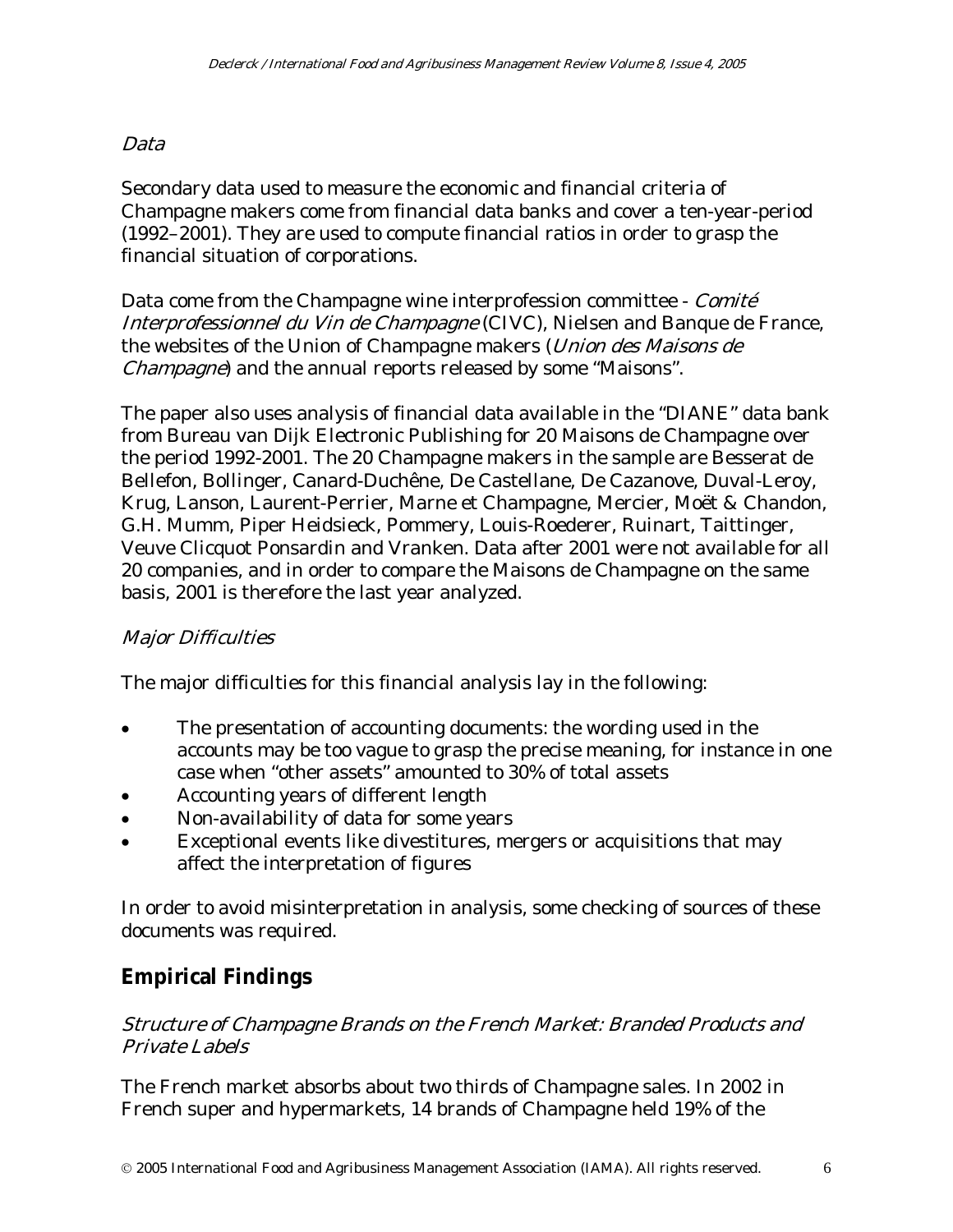### *Data*

Secondary data used to measure the economic and financial criteria of Champagne makers come from financial data banks and cover a ten-year-period (1992–2001). They are used to compute financial ratios in order to grasp the financial situation of corporations.

Data come from the Champagne wine interprofession committee - *Comité Interprofessionnel du Vin de Champagne* (CIVC), Nielsen and Banque de France, the websites of the Union of Champagne makers (*Union des Maisons de Champagne*) and the annual reports released by some "Maisons".

The paper also uses analysis of financial data available in the "DIANE" data bank from Bureau van Dijk Electronic Publishing for 20 Maisons de Champagne over the period 1992-2001. The 20 Champagne makers in the sample are Besserat de Bellefon, Bollinger, Canard-Duchêne, De Castellane, De Cazanove, Duval-Leroy, Krug, Lanson, Laurent-Perrier, Marne et Champagne, Mercier, Moët & Chandon, G.H. Mumm, Piper Heidsieck, Pommery, Louis-Roederer, Ruinart, Taittinger, Veuve Clicquot Ponsardin and Vranken. Data after 2001 were not available for all 20 companies, and in order to compare the Maisons de Champagne on the same basis, 2001 is therefore the last year analyzed.

### *Major Difficulties*

The major difficulties for this financial analysis lay in the following:

- The presentation of accounting documents: the wording used in the accounts may be too vague to grasp the precise meaning, for instance in one case when "other assets" amounted to 30% of total assets
- Accounting years of different length
- Non-availability of data for some years
- Exceptional events like divestitures, mergers or acquisitions that may affect the interpretation of figures

In order to avoid misinterpretation in analysis, some checking of sources of these documents was required.

## Empirical Findings

### *Structure of Champagne Brands on the French Market: Branded Products and Private Labels*

The French market absorbs about two thirds of Champagne sales. In 2002 in French super and hypermarkets, 14 brands of Champagne held 19% of the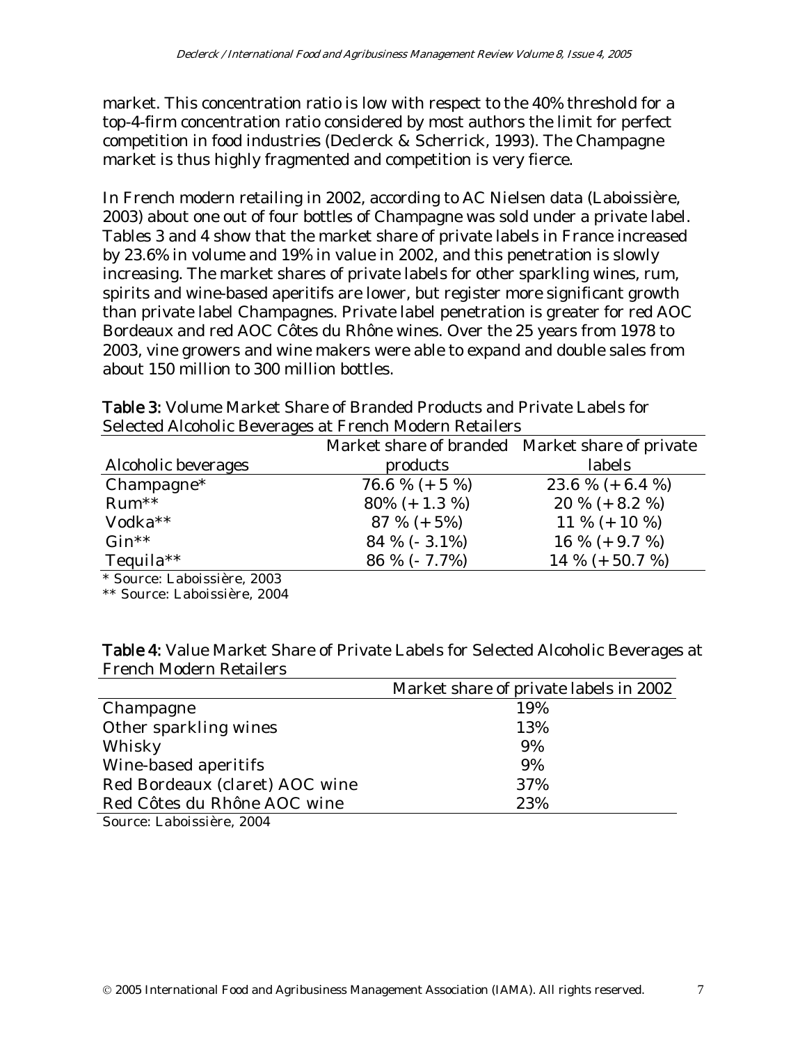market. This concentration ratio is low with respect to the 40% threshold for a top-4-firm concentration ratio considered by most authors the limit for perfect competition in food industries (Declerck & Scherrick, 1993). The Champagne market is thus highly fragmented and competition is very fierce.

In French modern retailing in 2002, according to AC Nielsen data (Laboissière, 2003) about one out of four bottles of Champagne was sold under a private label. Tables 3 and 4 show that the market share of private labels in France increased by 23.6% in volume and 19% in value in 2002, and this penetration is slowly increasing. The market shares of private labels for other sparkling wines, rum, spirits and wine-based aperitifs are lower, but register more significant growth than private label Champagnes. Private label penetration is greater for red AOC Bordeaux and red AOC Côtes du Rhône wines. Over the 25 years from 1978 to 2003, vine growers and wine makers were able to expand and double sales from about 150 million to 300 million bottles.

**Table 3:** Volume Market Share of Branded Products and Private Labels for Selected Alcoholic Beverages at French Modern Retailers

| Alcoholic beverages | Market share of branded products | Market share of private labels |
|---|---|---|
| Champagne* | 76.6 % (+5 %) | 23.6 % (+6.4 %) |
| Rum** | 80% (+1.3 %) | 20 % (+8.2 %) |
| Vodka** | 87 % (+5%) | 11 % (+10 %) |
| Gin** | 84 % (- 3.1%) | 16 % (+9.7 %) |
| Tequila** | 86 % (- 7.7%) | 14 % (+50.7 %) |

\* Source: Laboissière, 2003

\** Source: Laboissière, 2004

**Table 4:** Value Market Share of Private Labels for Selected Alcoholic Beverages at French Modern Retailers

| | Market share of private labels in 2002 |
|---|---|
| Champagne | 19% |
| Other sparkling wines | 13% |
| Whisky | 9% |
| Wine-based aperitifs | 9% |
| Red Bordeaux (claret) AOC wine | 37% |
| Red Côtes du Rhône AOC wine | 23% |

Source: Laboissière, 2004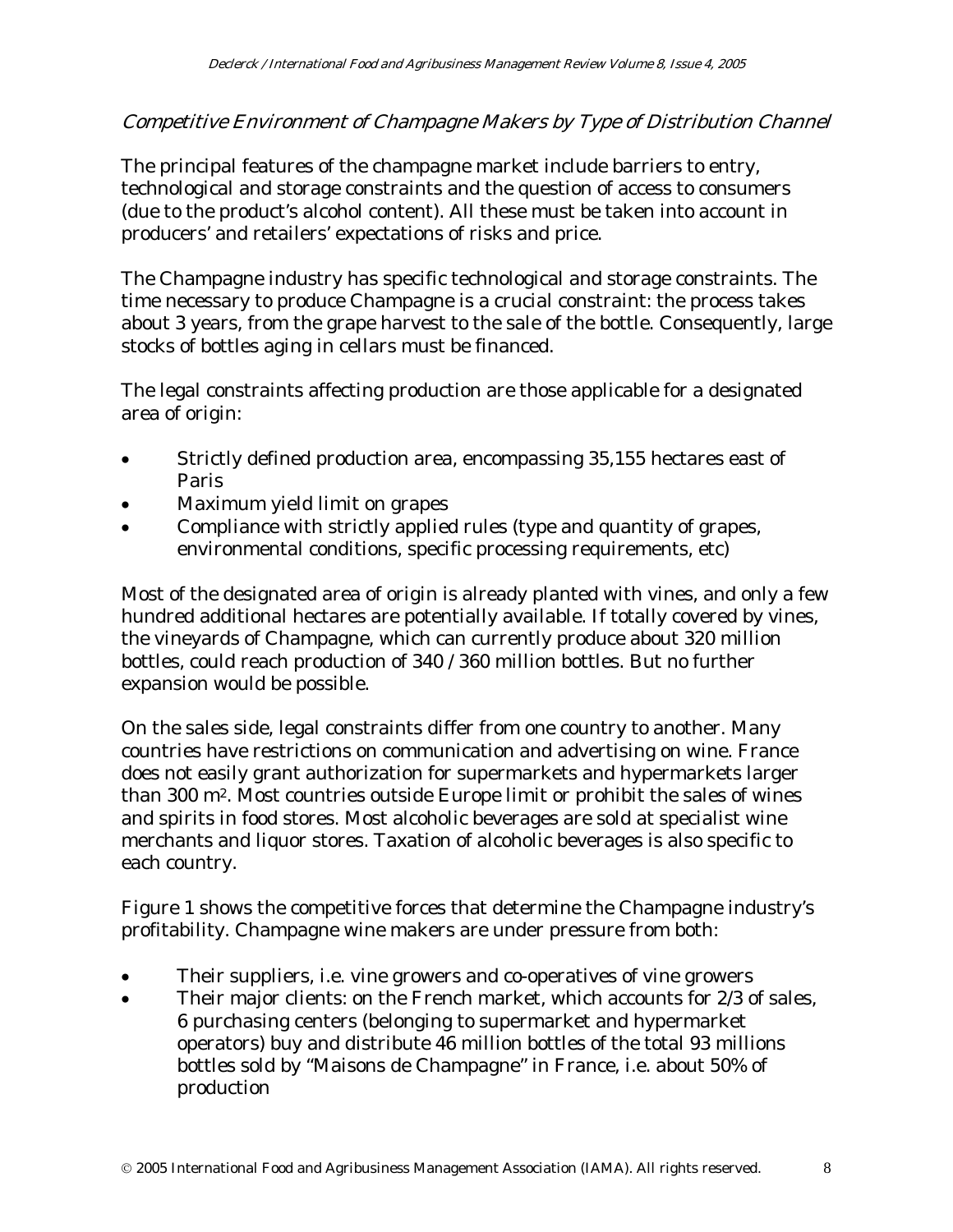### *Competitive Environment of Champagne Makers by Type of Distribution Channel*

The principal features of the champagne market include barriers to entry, technological and storage constraints and the question of access to consumers (due to the product's alcohol content). All these must be taken into account in producers' and retailers' expectations of risks and price.

The Champagne industry has specific technological and storage constraints. The time necessary to produce Champagne is a crucial constraint: the process takes about 3 years, from the grape harvest to the sale of the bottle. Consequently, large stocks of bottles aging in cellars must be financed.

The legal constraints affecting production are those applicable for a designated area of origin:

- Strictly defined production area, encompassing 35,155 hectares east of Paris
- Maximum yield limit on grapes
- Compliance with strictly applied rules (type and quantity of grapes, environmental conditions, specific processing requirements, etc)

Most of the designated area of origin is already planted with vines, and only a few hundred additional hectares are potentially available. If totally covered by vines, the vineyards of Champagne, which can currently produce about 320 million bottles, could reach production of 340 / 360 million bottles. But no further expansion would be possible.

On the sales side, legal constraints differ from one country to another. Many countries have restrictions on communication and advertising on wine. France does not easily grant authorization for supermarkets and hypermarkets larger than 300 $m^2$. Most countries outside Europe limit or prohibit the sales of wines and spirits in food stores. Most alcoholic beverages are sold at specialist wine merchants and liquor stores. Taxation of alcoholic beverages is also specific to each country.

Figure 1 shows the competitive forces that determine the Champagne industry's profitability. Champagne wine makers are under pressure from both:

- Their suppliers, i.e. vine growers and co-operatives of vine growers
- Their major clients: on the French market, which accounts for 2/3 of sales, 6 purchasing centers (belonging to supermarket and hypermarket operators) buy and distribute 46 million bottles of the total 93 millions bottles sold by "Maisons de Champagne" in France, i.e. about 50% of production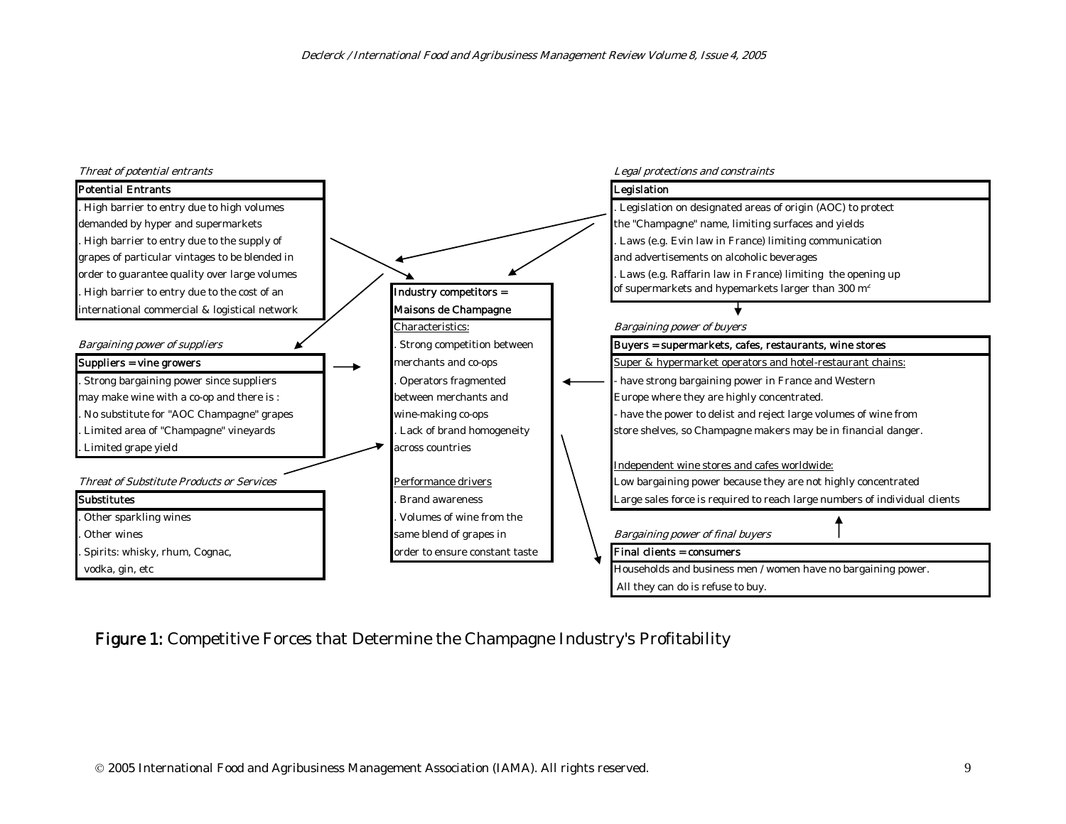*Threat of potential entrants*

**Potential Entrants**

. High barrier to entry due to high volumes demanded by hyper and supermarkets
. High barrier to entry due to the supply of grapes of particular vintages to be blended in order to guarantee quality over large volumes
. High barrier to entry due to the cost of an international commercial & logistical network

*Bargaining power of suppliers*

**Suppliers = vine growers**

. Strong bargaining power since suppliers may make wine with a co-op and there is :
. No substitute for "AOC Champagne" grapes
. Limited area of "Champagne" vineyards
. Limited grape yield

*Threat of Substitute Products or Services*

**Substitutes**

. Other sparkling wines
. Other wines
. Spirits: whisky, rhum, Cognac, vodka, gin, etc

**Industry competitors = Maisons de Champagne**

Characteristics:
. Strong competition between merchants and co-ops
. Operators fragmented between merchants and wine-making co-ops
. Lack of brand homogeneity across countries

Performance drivers
. Brand awareness
. Volumes of wine from the same blend of grapes in order to ensure constant taste

*Legal protections and constraints*

**Legislation**

. Legislation on designated areas of origin (AOC) to protect the "Champagne" name, limiting surfaces and yields
. Laws (e.g. Evin law in France) limiting communication and advertisements on alcoholic beverages
. Laws (e.g. Raffarin law in France) limiting the opening up of supermarkets and hypemarkets larger than 300 $m^2$

*Bargaining power of buyers*

**Buyers = supermarkets, cafes, restaurants, wine stores**

Super & hypermarket operators and hotel-restaurant chains:
- have strong bargaining power in France and Western Europe where they are highly concentrated.
- have the power to delist and reject large volumes of wine from store shelves, so Champagne makers may be in financial danger.

Independent wine stores and cafes worldwide:
Low bargaining power because they are not highly concentrated
Large sales force is required to reach large numbers of individual clients

*Bargaining power of final buyers*

**Final clients = consumers**

Households and business men / women have no bargaining power. All they can do is refuse to buy.

**Figure 1:** Competitive Forces that Determine the Champagne Industry's Profitability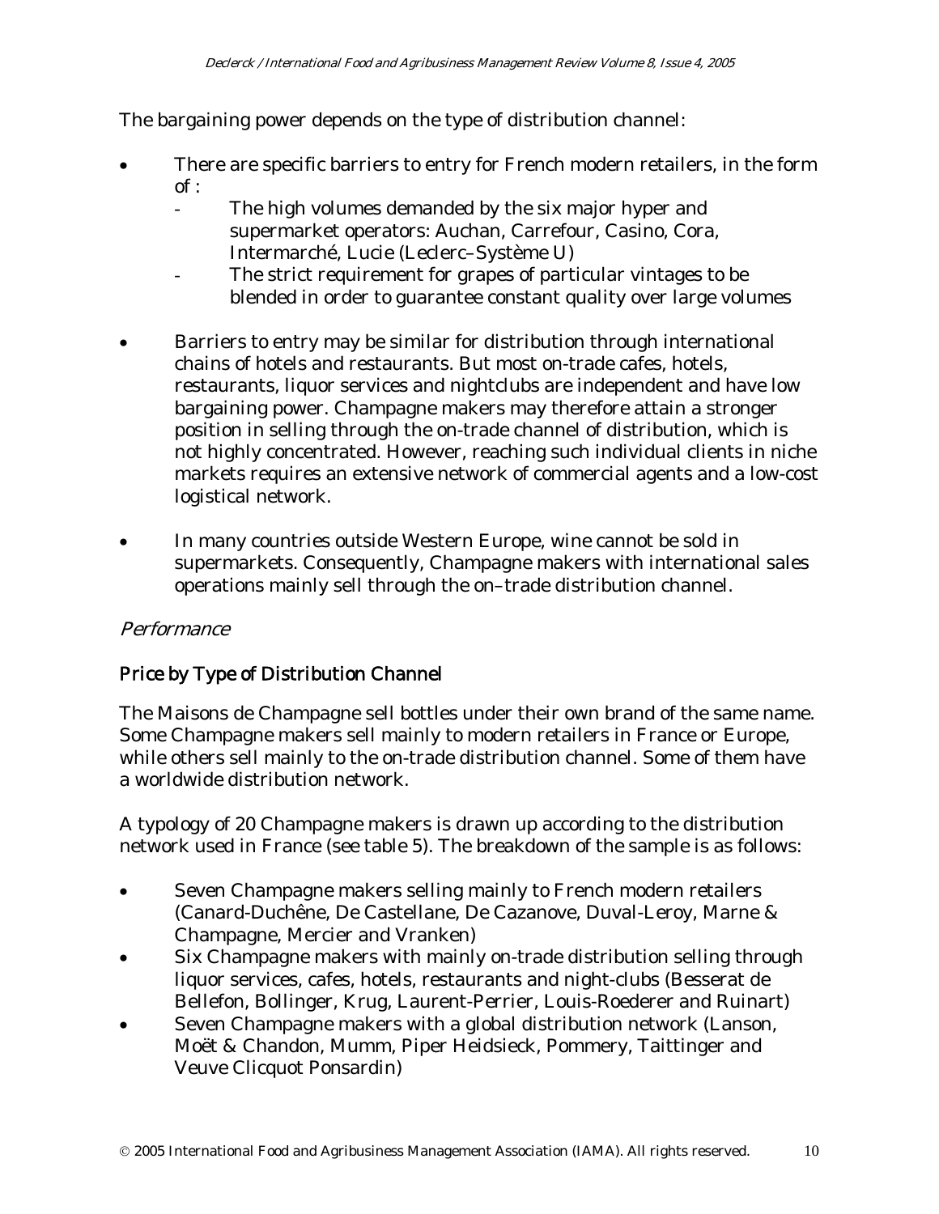The bargaining power depends on the type of distribution channel:

- There are specific barriers to entry for French modern retailers, in the form of :
  - The high volumes demanded by the six major hyper and supermarket operators: Auchan, Carrefour, Casino, Cora, Intermarché, Lucie (Leclerc–Système U)
  - The strict requirement for grapes of particular vintages to be blended in order to guarantee constant quality over large volumes

- Barriers to entry may be similar for distribution through international chains of hotels and restaurants. But most on-trade cafes, hotels, restaurants, liquor services and nightclubs are independent and have low bargaining power. Champagne makers may therefore attain a stronger position in selling through the on-trade channel of distribution, which is not highly concentrated. However, reaching such individual clients in niche markets requires an extensive network of commercial agents and a low-cost logistical network.

- In many countries outside Western Europe, wine cannot be sold in supermarkets. Consequently, Champagne makers with international sales operations mainly sell through the on–trade distribution channel.

*Performance*

## Price by Type of Distribution Channel

The Maisons de Champagne sell bottles under their own brand of the same name. Some Champagne makers sell mainly to modern retailers in France or Europe, while others sell mainly to the on-trade distribution channel. Some of them have a worldwide distribution network.

A typology of 20 Champagne makers is drawn up according to the distribution network used in France (see table 5). The breakdown of the sample is as follows:

- Seven Champagne makers selling mainly to French modern retailers (Canard-Duchêne, De Castellane, De Cazanove, Duval-Leroy, Marne & Champagne, Mercier and Vranken)
- Six Champagne makers with mainly on-trade distribution selling through liquor services, cafes, hotels, restaurants and night-clubs (Besserat de Bellefon, Bollinger, Krug, Laurent-Perrier, Louis-Roederer and Ruinart)
- Seven Champagne makers with a global distribution network (Lanson, Moët & Chandon, Mumm, Piper Heidsieck, Pommery, Taittinger and Veuve Clicquot Ponsardin)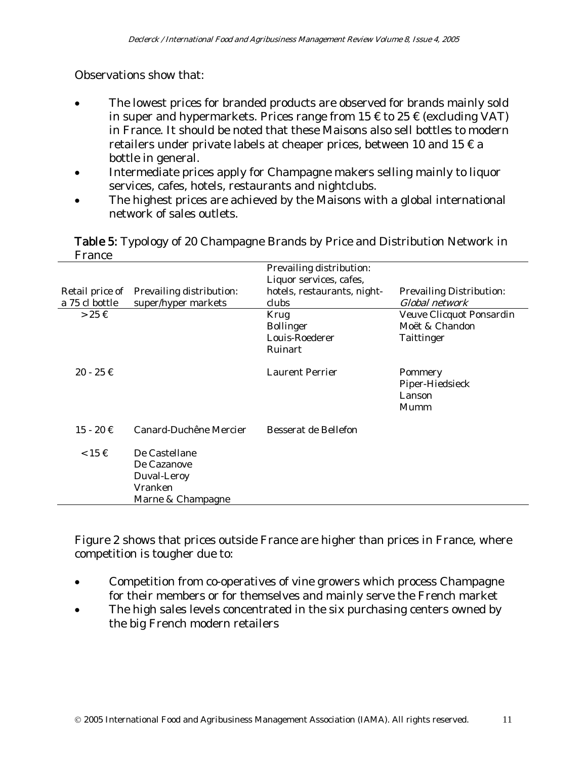Observations show that:

- The lowest prices for branded products are observed for brands mainly sold in super and hypermarkets. Prices range from 15 € to 25 € (excluding VAT) in France. It should be noted that these Maisons also sell bottles to modern retailers under private labels at cheaper prices, between 10 and 15 € a bottle in general.
- Intermediate prices apply for Champagne makers selling mainly to liquor services, cafes, hotels, restaurants and nightclubs.
- The highest prices are achieved by the Maisons with a global international network of sales outlets.

**Table 5:** Typology of 20 Champagne Brands by Price and Distribution Network in France

| Retail price of a 75 cl bottle | Prevailing distribution: super/hyper markets | Prevailing distribution: Liquor services, cafes, hotels, restaurants, night-clubs | Prevailing Distribution: *Global network* |
|---|---|---|---|
| > 25 € | | Krug<br>Bollinger<br>Louis-Roederer<br>Ruinart | Veuve Clicquot Ponsardin<br>Moët & Chandon<br>Taittinger |
| 20 - 25 € | | Laurent Perrier | Pommery<br>Piper-Hiedsieck<br>Lanson<br>Mumm |
| 15 - 20 € | Canard-Duchêne Mercier | Besserat de Bellefon | |
| < 15 € | De Castellane<br>De Cazanove<br>Duval-Leroy<br>Vranken<br>Marne & Champagne | | |

Figure 2 shows that prices outside France are higher than prices in France, where competition is tougher due to:

- Competition from co-operatives of vine growers which process Champagne for their members or for themselves and mainly serve the French market
- The high sales levels concentrated in the six purchasing centers owned by the big French modern retailers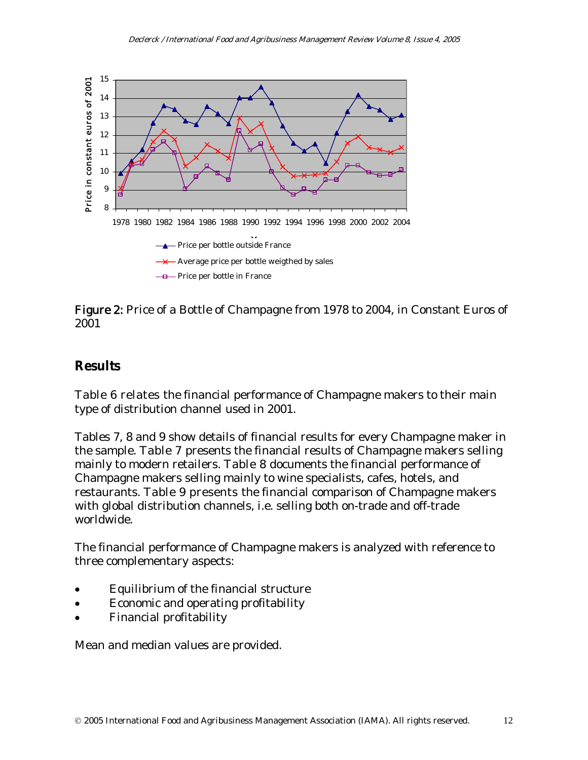**Figure 2:** Price of a Bottle of Champagne from 1978 to 2004, in Constant Euros of 2001

## Results

Table 6 relates the financial performance of Champagne makers to their main type of distribution channel used in 2001.

Tables 7, 8 and 9 show details of financial results for every Champagne maker in the sample. Table 7 presents the financial results of Champagne makers selling mainly to modern retailers. Table 8 documents the financial performance of Champagne makers selling mainly to wine specialists, cafes, hotels, and restaurants. Table 9 presents the financial comparison of Champagne makers with global distribution channels, i.e. selling both on-trade and off-trade worldwide.

The financial performance of Champagne makers is analyzed with reference to three complementary aspects:

- Equilibrium of the financial structure
- Economic and operating profitability
- Financial profitability

Mean and median values are provided.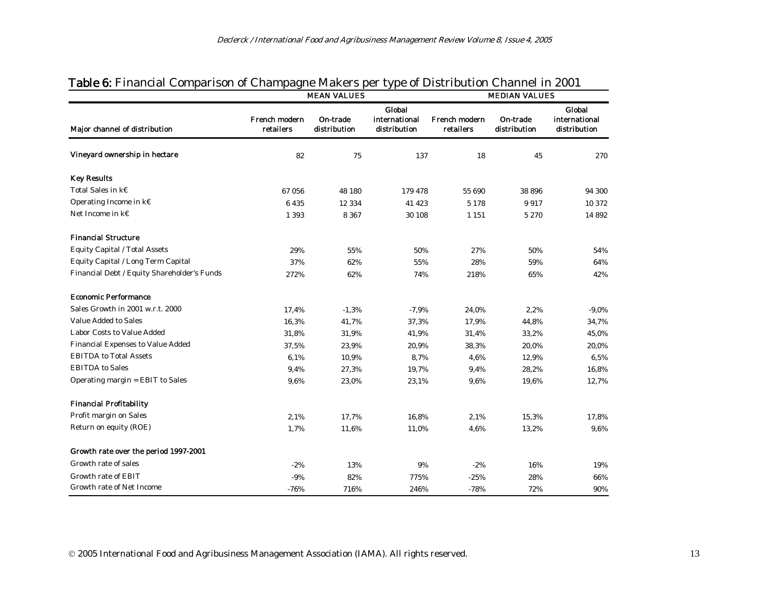**Table 6:** Financial Comparison of Champagne Makers per type of Distribution Channel in 2001

| | MEAN VALUES | | | MEDIAN VALUES | | |
|---|---|---|---|---|---|---|
| **Major channel of distribution** | **French modern retailers** | **On-trade distribution** | **Global international distribution** | **French modern retailers** | **On-trade distribution** | **Global international distribution** |
| **Vineyard ownership in hectare** | 82 | 75 | 137 | 18 | 45 | 270 |
| **Key Results** | | | | | | |
| Total Sales in k€ | 67 056 | 48 180 | 179 478 | 55 690 | 38 896 | 94 300 |
| Operating Income in k€ | 6 435 | 12 334 | 41 423 | 5 178 | 9 917 | 10 372 |
| Net Income in k€ | 1 393 | 8 367 | 30 108 | 1 151 | 5 270 | 14 892 |
| **Financial Structure** | | | | | | |
| Equity Capital / Total Assets | 29% | 55% | 50% | 27% | 50% | 54% |
| Equity Capital / Long Term Capital | 37% | 62% | 55% | 28% | 59% | 64% |
| Financial Debt / Equity Shareholder's Funds | 272% | 62% | 74% | 218% | 65% | 42% |
| **Economic Performance** | | | | | | |
| Sales Growth in 2001 w.r.t. 2000 | 17,4% | -1,3% | -7,9% | 24,0% | 2,2% | -9,0% |
| Value Added to Sales | 16,3% | 41,7% | 37,3% | 17,9% | 44,8% | 34,7% |
| Labor Costs to Value Added | 31,8% | 31,9% | 41,9% | 31,4% | 33,2% | 45,0% |
| Financial Expenses to Value Added | 37,5% | 23,9% | 20,9% | 38,3% | 20,0% | 20,0% |
| EBITDA to Total Assets | 6,1% | 10,9% | 8,7% | 4,6% | 12,9% | 6,5% |
| EBITDA to Sales | 9,4% | 27,3% | 19,7% | 9,4% | 28,2% | 16,8% |
| Operating margin = EBIT to Sales | 9,6% | 23,0% | 23,1% | 9,6% | 19,6% | 12,7% |
| **Financial Profitability** | | | | | | |
| Profit margin on Sales | 2,1% | 17,7% | 16,8% | 2,1% | 15,3% | 17,8% |
| Return on equity (ROE) | 1,7% | 11,6% | 11,0% | 4,6% | 13,2% | 9,6% |
| **Growth rate over the period 1997-2001** | | | | | | |
| Growth rate of sales | -2% | 13% | 9% | -2% | 16% | 19% |
| Growth rate of EBIT | -9% | 82% | 775% | -25% | 28% | 66% |
| Growth rate of Net Income | -76% | 716% | 246% | -78% | 72% | 90% |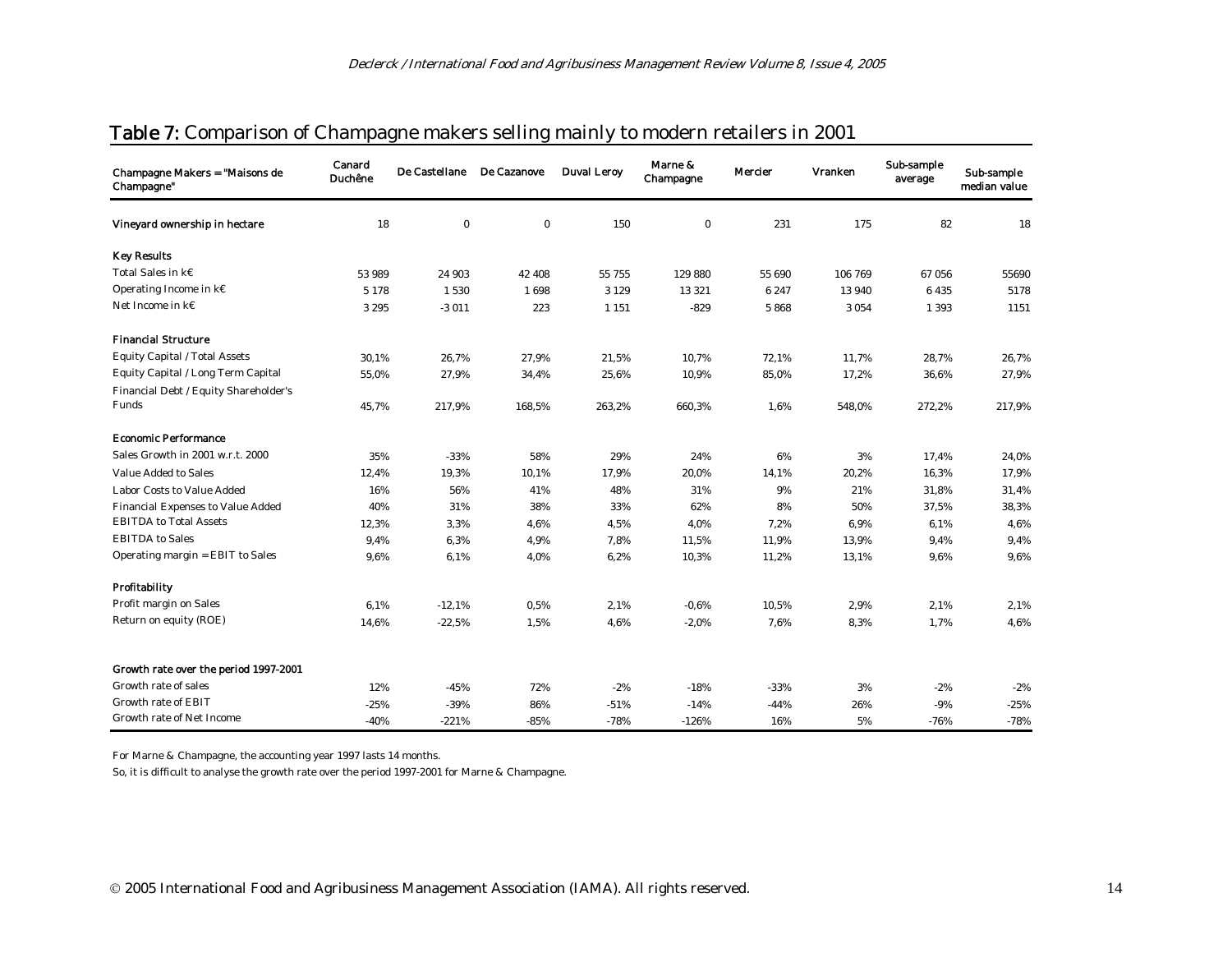## **Table 7:** Comparison of Champagne makers selling mainly to modern retailers in 2001

| Champagne Makers = "Maisons de Champagne" | Canard Duchêne | De Castellane | De Cazanove | Duval Leroy | Marne & Champagne | Mercier | Vranken | Sub-sample average | Sub-sample median value |
|---|---|---|---|---|---|---|---|---|---|
| **Vineyard ownership in hectare** | 18 | 0 | 0 | 150 | 0 | 231 | 175 | 82 | 18 |
| **Key Results** | | | | | | | | | |
| Total Sales in k€ | 53 989 | 24 903 | 42 408 | 55 755 | 129 880 | 55 690 | 106 769 | 67 056 | 55690 |
| Operating Income in k€ | 5 178 | 1 530 | 1 698 | 3 129 | 13 321 | 6 247 | 13 940 | 6 435 | 5178 |
| Net Income in k€ | 3 295 | -3 011 | 223 | 1 151 | -829 | 5 868 | 3 054 | 1 393 | 1151 |
| **Financial Structure** | | | | | | | | | |
| Equity Capital / Total Assets | 30,1% | 26,7% | 27,9% | 21,5% | 10,7% | 72,1% | 11,7% | 28,7% | 26,7% |
| Equity Capital / Long Term Capital | 55,0% | 27,9% | 34,4% | 25,6% | 10,9% | 85,0% | 17,2% | 36,6% | 27,9% |
| Financial Debt / Equity Shareholder's Funds | 45,7% | 217,9% | 168,5% | 263,2% | 660,3% | 1,6% | 548,0% | 272,2% | 217,9% |
| **Economic Performance** | | | | | | | | | |
| Sales Growth in 2001 w.r.t. 2000 | 35% | -33% | 58% | 29% | 24% | 6% | 3% | 17,4% | 24,0% |
| Value Added to Sales | 12,4% | 19,3% | 10,1% | 17,9% | 20,0% | 14,1% | 20,2% | 16,3% | 17,9% |
| Labor Costs to Value Added | 16% | 56% | 41% | 48% | 31% | 9% | 21% | 31,8% | 31,4% |
| Financial Expenses to Value Added | 40% | 31% | 38% | 33% | 62% | 8% | 50% | 37,5% | 38,3% |
| EBITDA to Total Assets | 12,3% | 3,3% | 4,6% | 4,5% | 4,0% | 7,2% | 6,9% | 6,1% | 4,6% |
| EBITDA to Sales | 9,4% | 6,3% | 4,9% | 7,8% | 11,5% | 11,9% | 13,9% | 9,4% | 9,4% |
| Operating margin = EBIT to Sales | 9,6% | 6,1% | 4,0% | 6,2% | 10,3% | 11,2% | 13,1% | 9,6% | 9,6% |
| **Profitability** | | | | | | | | | |
| Profit margin on Sales | 6,1% | -12,1% | 0,5% | 2,1% | -0,6% | 10,5% | 2,9% | 2,1% | 2,1% |
| Return on equity (ROE) | 14,6% | -22,5% | 1,5% | 4,6% | -2,0% | 7,6% | 8,3% | 1,7% | 4,6% |
| **Growth rate over the period 1997-2001** | | | | | | | | | |
| Growth rate of sales | 12% | -45% | 72% | -2% | -18% | -33% | 3% | -2% | -2% |
| Growth rate of EBIT | -25% | -39% | 86% | -51% | -14% | -44% | 26% | -9% | -25% |
| Growth rate of Net Income | -40% | -221% | -85% | -78% | -126% | 16% | 5% | -76% | -78% |

For Marne & Champagne, the accounting year 1997 lasts 14 months.

So, it is difficult to analyse the growth rate over the period 1997-2001 for Marne & Champagne.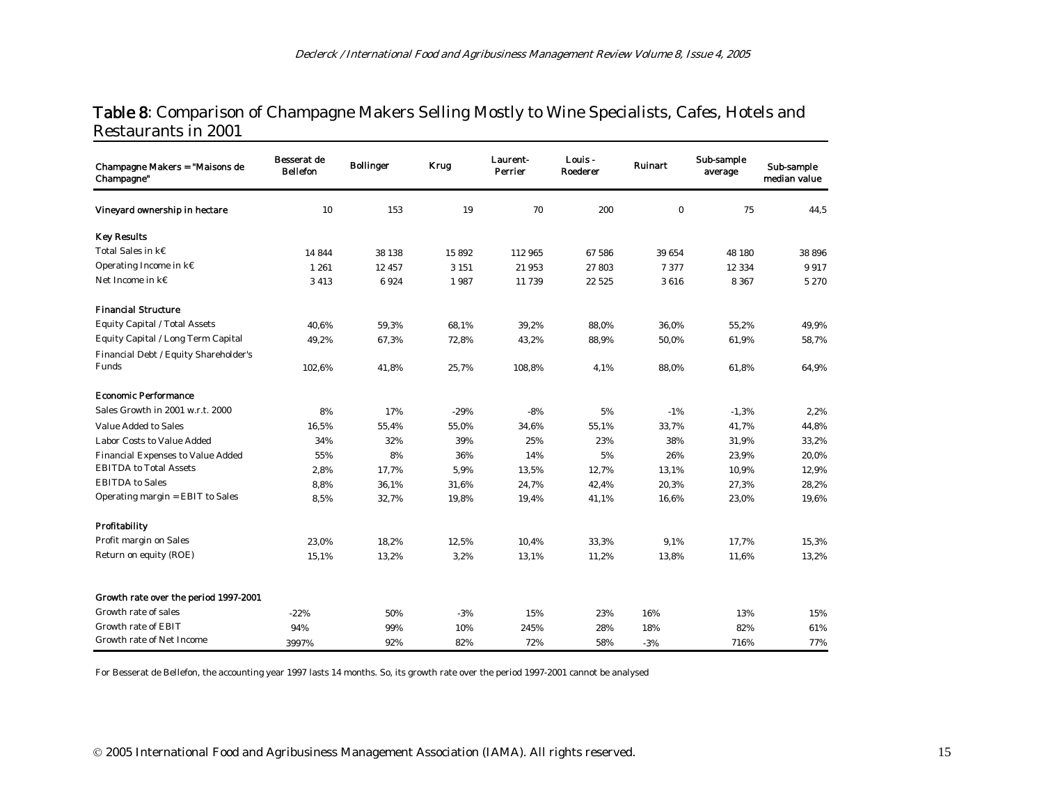**Table 8**: Comparison of Champagne Makers Selling Mostly to Wine Specialists, Cafes, Hotels and Restaurants in 2001

| Champagne Makers = "Maisons de Champagne" | Besserat de Bellefon | Bollinger | Krug | Laurent-Perrier | Louis - Roederer | Ruinart | Sub-sample average | Sub-sample median value |
|---|---|---|---|---|---|---|---|---|
| **Vineyard ownership in hectare** | 10 | 153 | 19 | 70 | 200 | 0 | 75 | 44,5 |
| **Key Results** | | | | | | | | |
| Total Sales in k€ | 14 844 | 38 138 | 15 892 | 112 965 | 67 586 | 39 654 | 48 180 | 38 896 |
| Operating Income in k€ | 1 261 | 12 457 | 3 151 | 21 953 | 27 803 | 7 377 | 12 334 | 9 917 |
| Net Income in k€ | 3 413 | 6 924 | 1 987 | 11 739 | 22 525 | 3 616 | 8 367 | 5 270 |
| **Financial Structure** | | | | | | | | |
| Equity Capital / Total Assets | 40,6% | 59,3% | 68,1% | 39,2% | 88,0% | 36,0% | 55,2% | 49,9% |
| Equity Capital / Long Term Capital | 49,2% | 67,3% | 72,8% | 43,2% | 88,9% | 50,0% | 61,9% | 58,7% |
| Financial Debt / Equity Shareholder's Funds | 102,6% | 41,8% | 25,7% | 108,8% | 4,1% | 88,0% | 61,8% | 64,9% |
| **Economic Performance** | | | | | | | | |
| Sales Growth in 2001 w.r.t. 2000 | 8% | 17% | -29% | -8% | 5% | -1% | -1,3% | 2,2% |
| Value Added to Sales | 16,5% | 55,4% | 55,0% | 34,6% | 55,1% | 33,7% | 41,7% | 44,8% |
| Labor Costs to Value Added | 34% | 32% | 39% | 25% | 23% | 38% | 31,9% | 33,2% |
| Financial Expenses to Value Added | 55% | 8% | 36% | 14% | 5% | 26% | 23,9% | 20,0% |
| EBITDA to Total Assets | 2,8% | 17,7% | 5,9% | 13,5% | 12,7% | 13,1% | 10,9% | 12,9% |
| EBITDA to Sales | 8,8% | 36,1% | 31,6% | 24,7% | 42,4% | 20,3% | 27,3% | 28,2% |
| Operating margin = EBIT to Sales | 8,5% | 32,7% | 19,8% | 19,4% | 41,1% | 16,6% | 23,0% | 19,6% |
| **Profitability** | | | | | | | | |
| Profit margin on Sales | 23,0% | 18,2% | 12,5% | 10,4% | 33,3% | 9,1% | 17,7% | 15,3% |
| Return on equity (ROE) | 15,1% | 13,2% | 3,2% | 13,1% | 11,2% | 13,8% | 11,6% | 13,2% |
| **Growth rate over the period 1997-2001** | | | | | | | | |
| Growth rate of sales | -22% | 50% | -3% | 15% | 23% | 16% | 13% | 15% |
| Growth rate of EBIT | 94% | 99% | 10% | 245% | 28% | 18% | 82% | 61% |
| Growth rate of Net Income | 3997% | 92% | 82% | 72% | 58% | -3% | 716% | 77% |

For Besserat de Bellefon, the accounting year 1997 lasts 14 months. So, its growth rate over the period 1997-2001 cannot be analysed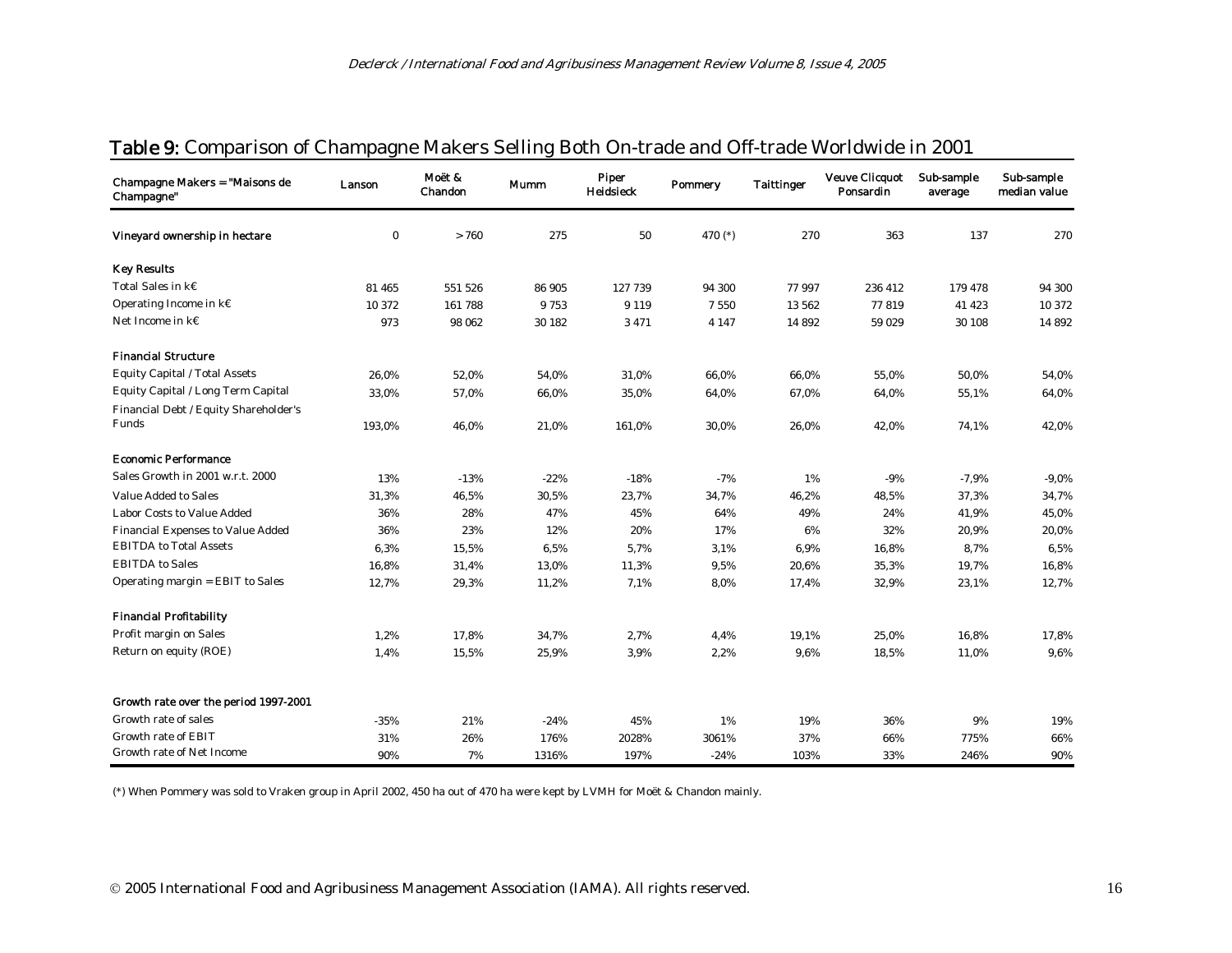**Table 9:** Comparison of Champagne Makers Selling Both On-trade and Off-trade Worldwide in 2001

| Champagne Makers = "Maisons de Champagne" | Lanson | Moët & Chandon | Mumm | Piper Heidsieck | Pommery | Taittinger | Veuve Clicquot Ponsardin | Sub-sample average | Sub-sample median value |
|---|---|---|---|---|---|---|---|---|---|
| **Vineyard ownership in hectare** | 0 | > 760 | 275 | 50 | 470 (*) | 270 | 363 | 137 | 270 |
| **Key Results** | | | | | | | | | |
| Total Sales in k€ | 81 465 | 551 526 | 86 905 | 127 739 | 94 300 | 77 997 | 236 412 | 179 478 | 94 300 |
| Operating Income in k€ | 10 372 | 161 788 | 9 753 | 9 119 | 7 550 | 13 562 | 77 819 | 41 423 | 10 372 |
| Net Income in k€ | 973 | 98 062 | 30 182 | 3 471 | 4 147 | 14 892 | 59 029 | 30 108 | 14 892 |
| **Financial Structure** | | | | | | | | | |
| Equity Capital / Total Assets | 26,0% | 52,0% | 54,0% | 31,0% | 66,0% | 66,0% | 55,0% | 50,0% | 54,0% |
| Equity Capital / Long Term Capital | 33,0% | 57,0% | 66,0% | 35,0% | 64,0% | 67,0% | 64,0% | 55,1% | 64,0% |
| Financial Debt / Equity Shareholder's Funds | 193,0% | 46,0% | 21,0% | 161,0% | 30,0% | 26,0% | 42,0% | 74,1% | 42,0% |
| **Economic Performance** | | | | | | | | | |
| Sales Growth in 2001 w.r.t. 2000 | 13% | -13% | -22% | -18% | -7% | 1% | -9% | -7,9% | -9,0% |
| Value Added to Sales | 31,3% | 46,5% | 30,5% | 23,7% | 34,7% | 46,2% | 48,5% | 37,3% | 34,7% |
| Labor Costs to Value Added | 36% | 28% | 47% | 45% | 64% | 49% | 24% | 41,9% | 45,0% |
| Financial Expenses to Value Added | 36% | 23% | 12% | 20% | 17% | 6% | 32% | 20,9% | 20,0% |
| EBITDA to Total Assets | 6,3% | 15,5% | 6,5% | 5,7% | 3,1% | 6,9% | 16,8% | 8,7% | 6,5% |
| EBITDA to Sales | 16,8% | 31,4% | 13,0% | 11,3% | 9,5% | 20,6% | 35,3% | 19,7% | 16,8% |
| Operating margin = EBIT to Sales | 12,7% | 29,3% | 11,2% | 7,1% | 8,0% | 17,4% | 32,9% | 23,1% | 12,7% |
| **Financial Profitability** | | | | | | | | | |
| Profit margin on Sales | 1,2% | 17,8% | 34,7% | 2,7% | 4,4% | 19,1% | 25,0% | 16,8% | 17,8% |
| Return on equity (ROE) | 1,4% | 15,5% | 25,9% | 3,9% | 2,2% | 9,6% | 18,5% | 11,0% | 9,6% |
| **Growth rate over the period 1997-2001** | | | | | | | | | |
| Growth rate of sales | -35% | 21% | -24% | 45% | 1% | 19% | 36% | 9% | 19% |
| Growth rate of EBIT | 31% | 26% | 176% | 2028% | 3061% | 37% | 66% | 775% | 66% |
| Growth rate of Net Income | 90% | 7% | 1316% | 197% | -24% | 103% | 33% | 246% | 90% |

(*) When Pommery was sold to Vraken group in April 2002, 450 ha out of 470 ha were kept by LVMH for Moët & Chandon mainly.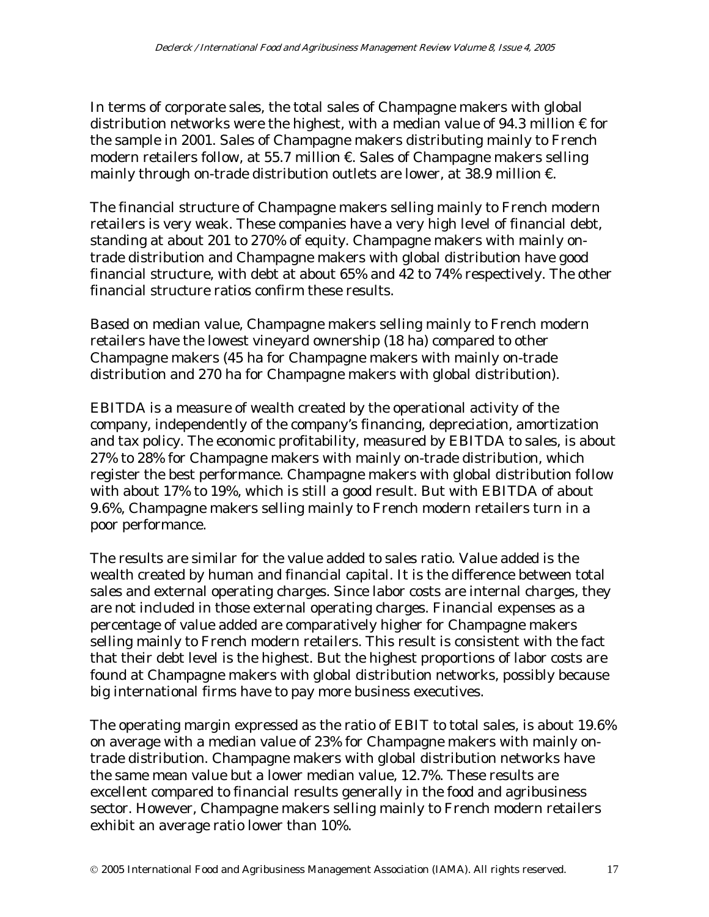In terms of corporate sales, the total sales of Champagne makers with global distribution networks were the highest, with a median value of 94.3 million € for the sample in 2001. Sales of Champagne makers distributing mainly to French modern retailers follow, at 55.7 million €. Sales of Champagne makers selling mainly through on-trade distribution outlets are lower, at 38.9 million €.

The financial structure of Champagne makers selling mainly to French modern retailers is very weak. These companies have a very high level of financial debt, standing at about 201 to 270% of equity. Champagne makers with mainly on-trade distribution and Champagne makers with global distribution have good financial structure, with debt at about 65% and 42 to 74% respectively. The other financial structure ratios confirm these results.

Based on median value, Champagne makers selling mainly to French modern retailers have the lowest vineyard ownership (18 ha) compared to other Champagne makers (45 ha for Champagne makers with mainly on-trade distribution and 270 ha for Champagne makers with global distribution).

EBITDA is a measure of wealth created by the operational activity of the company, independently of the company's financing, depreciation, amortization and tax policy. The economic profitability, measured by EBITDA to sales, is about 27% to 28% for Champagne makers with mainly on-trade distribution, which register the best performance. Champagne makers with global distribution follow with about 17% to 19%, which is still a good result. But with EBITDA of about 9.6%, Champagne makers selling mainly to French modern retailers turn in a poor performance.

The results are similar for the value added to sales ratio. Value added is the wealth created by human and financial capital. It is the difference between total sales and external operating charges. Since labor costs are internal charges, they are not included in those external operating charges. Financial expenses as a percentage of value added are comparatively higher for Champagne makers selling mainly to French modern retailers. This result is consistent with the fact that their debt level is the highest. But the highest proportions of labor costs are found at Champagne makers with global distribution networks, possibly because big international firms have to pay more business executives.

The operating margin expressed as the ratio of EBIT to total sales, is about 19.6% on average with a median value of 23% for Champagne makers with mainly on-trade distribution. Champagne makers with global distribution networks have the same mean value but a lower median value, 12.7%. These results are excellent compared to financial results generally in the food and agribusiness sector. However, Champagne makers selling mainly to French modern retailers exhibit an average ratio lower than 10%.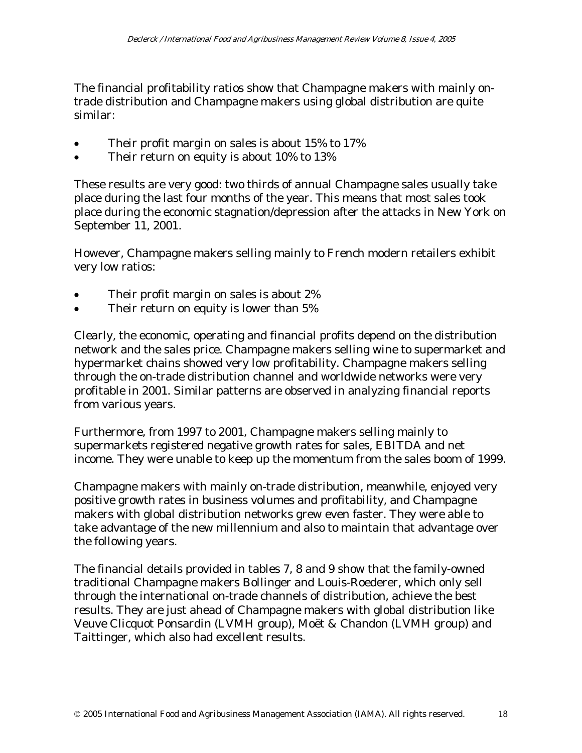The financial profitability ratios show that Champagne makers with mainly on-trade distribution and Champagne makers using global distribution are quite similar:

- Their profit margin on sales is about 15% to 17%
- Their return on equity is about 10% to 13%

These results are very good: two thirds of annual Champagne sales usually take place during the last four months of the year. This means that most sales took place during the economic stagnation/depression after the attacks in New York on September 11, 2001.

However, Champagne makers selling mainly to French modern retailers exhibit very low ratios:

- Their profit margin on sales is about 2%
- Their return on equity is lower than 5%

Clearly, the economic, operating and financial profits depend on the distribution network and the sales price. Champagne makers selling wine to supermarket and hypermarket chains showed very low profitability. Champagne makers selling through the on-trade distribution channel and worldwide networks were very profitable in 2001. Similar patterns are observed in analyzing financial reports from various years.

Furthermore, from 1997 to 2001, Champagne makers selling mainly to supermarkets registered negative growth rates for sales, EBITDA and net income. They were unable to keep up the momentum from the sales boom of 1999.

Champagne makers with mainly on-trade distribution, meanwhile, enjoyed very positive growth rates in business volumes and profitability, and Champagne makers with global distribution networks grew even faster. They were able to take advantage of the new millennium and also to maintain that advantage over the following years.

The financial details provided in tables 7, 8 and 9 show that the family-owned traditional Champagne makers Bollinger and Louis-Roederer, which only sell through the international on-trade channels of distribution, achieve the best results. They are just ahead of Champagne makers with global distribution like Veuve Clicquot Ponsardin (LVMH group), Moët & Chandon (LVMH group) and Taittinger, which also had excellent results.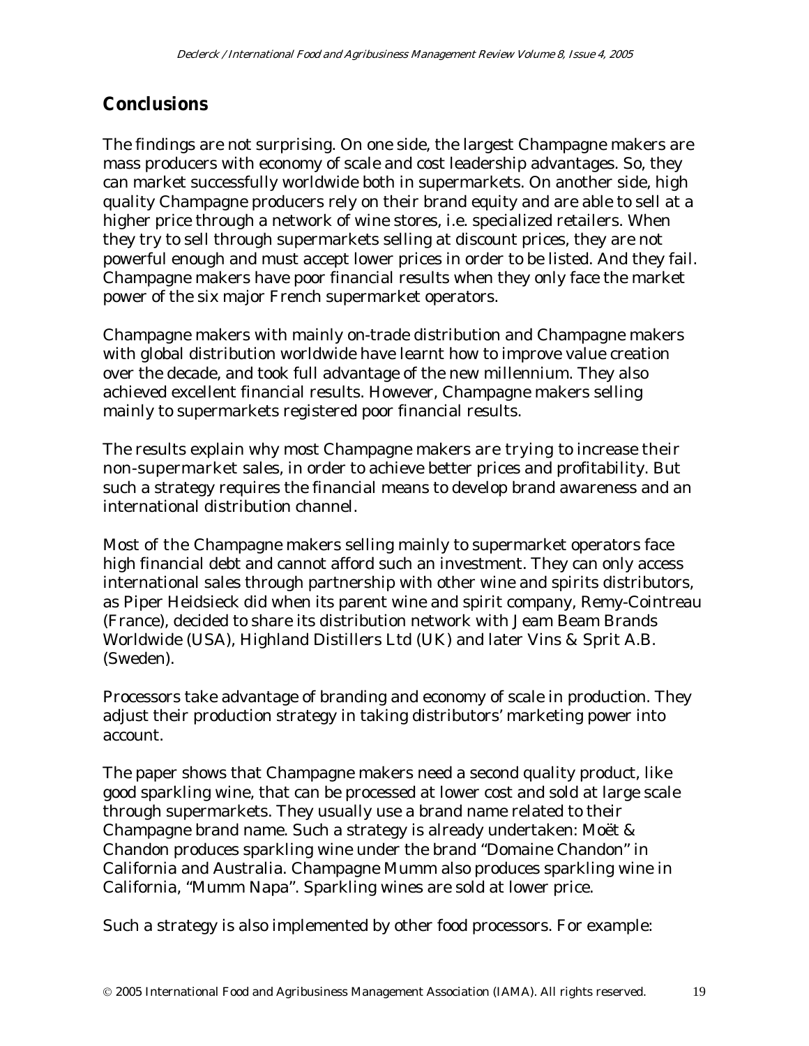## Conclusions

The findings are not surprising. On one side, the largest Champagne makers are mass producers with economy of scale and cost leadership advantages. So, they can market successfully worldwide both in supermarkets. On another side, high quality Champagne producers rely on their brand equity and are able to sell at a higher price through a network of wine stores, i.e. specialized retailers. When they try to sell through supermarkets selling at discount prices, they are not powerful enough and must accept lower prices in order to be listed. And they fail. Champagne makers have poor financial results when they only face the market power of the six major French supermarket operators.

Champagne makers with mainly on-trade distribution and Champagne makers with global distribution worldwide have learnt how to improve value creation over the decade, and took full advantage of the new millennium. They also achieved excellent financial results. However, Champagne makers selling mainly to supermarkets registered poor financial results.

The results explain why most Champagne makers are trying to increase their non-supermarket sales, in order to achieve better prices and profitability. But such a strategy requires the financial means to develop brand awareness and an international distribution channel.

Most of the Champagne makers selling mainly to supermarket operators face high financial debt and cannot afford such an investment. They can only access international sales through partnership with other wine and spirits distributors, as Piper Heidsieck did when its parent wine and spirit company, Remy-Cointreau (France), decided to share its distribution network with Jeam Beam Brands Worldwide (USA), Highland Distillers Ltd (UK) and later Vins & Sprit A.B. (Sweden).

Processors take advantage of branding and economy of scale in production. They adjust their production strategy in taking distributors' marketing power into account.

The paper shows that Champagne makers need a second quality product, like good sparkling wine, that can be processed at lower cost and sold at large scale through supermarkets. They usually use a brand name related to their Champagne brand name. Such a strategy is already undertaken: Moët & Chandon produces sparkling wine under the brand "Domaine Chandon" in California and Australia. Champagne Mumm also produces sparkling wine in California, "Mumm Napa". Sparkling wines are sold at lower price.

Such a strategy is also implemented by other food processors. For example: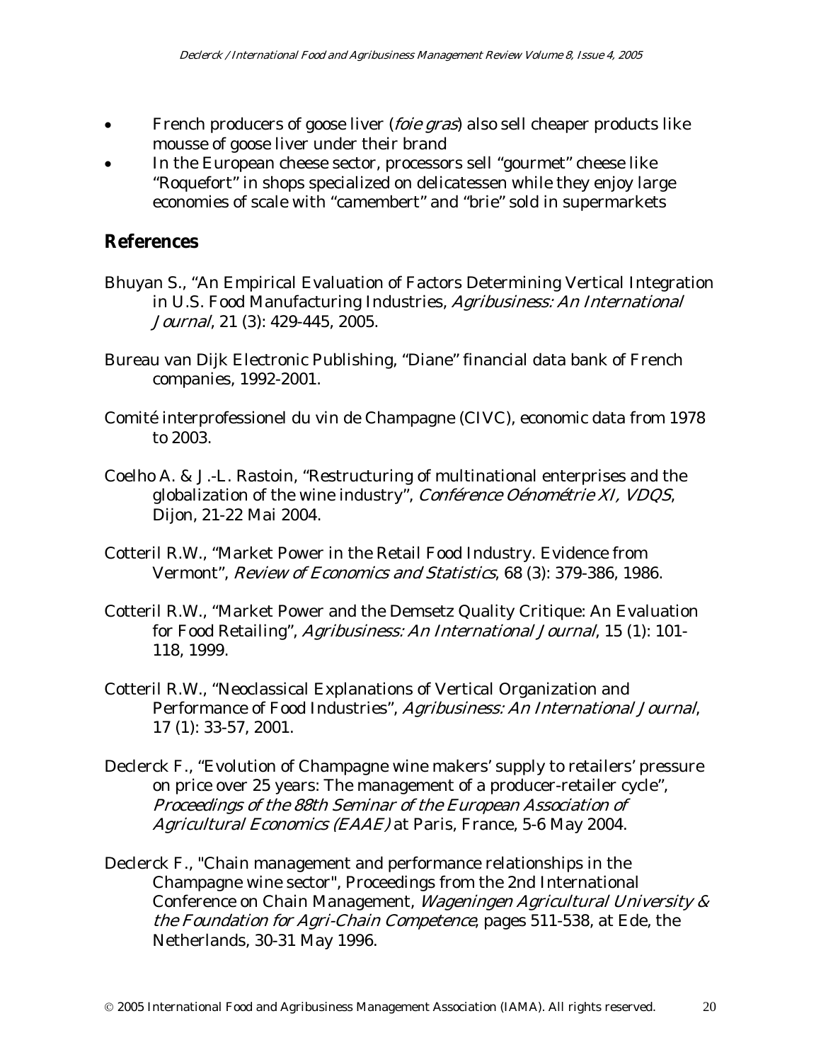- French producers of goose liver (*foie gras*) also sell cheaper products like mousse of goose liver under their brand
- In the European cheese sector, processors sell "gourmet" cheese like "Roquefort" in shops specialized on delicatessen while they enjoy large economies of scale with "camembert" and "brie" sold in supermarkets

## References

Bhuyan S., "An Empirical Evaluation of Factors Determining Vertical Integration in U.S. Food Manufacturing Industries, *Agribusiness: An International Journal*, 21 (3): 429-445, 2005.

Bureau van Dijk Electronic Publishing, "Diane" financial data bank of French companies, 1992-2001.

Comité interprofessionel du vin de Champagne (CIVC), economic data from 1978 to 2003.

Coelho A. & J.-L. Rastoin, "Restructuring of multinational enterprises and the globalization of the wine industry", *Conférence Oénométrie XI, VDQS*, Dijon, 21-22 Mai 2004.

Cotteril R.W., "Market Power in the Retail Food Industry. Evidence from Vermont", *Review of Economics and Statistics*, 68 (3): 379-386, 1986.

Cotteril R.W., "Market Power and the Demsetz Quality Critique: An Evaluation for Food Retailing", *Agribusiness: An International Journal*, 15 (1): 101-118, 1999.

Cotteril R.W., "Neoclassical Explanations of Vertical Organization and Performance of Food Industries", *Agribusiness: An International Journal*, 17 (1): 33-57, 2001.

Declerck F., "Evolution of Champagne wine makers' supply to retailers' pressure on price over 25 years: The management of a producer-retailer cycle", *Proceedings of the 88th Seminar of the European Association of Agricultural Economics (EAAE)* at Paris, France, 5-6 May 2004.

Declerck F., "Chain management and performance relationships in the Champagne wine sector", Proceedings from the 2nd International Conference on Chain Management, *Wageningen Agricultural University & the Foundation for Agri-Chain Competence*, pages 511-538, at Ede, the Netherlands, 30-31 May 1996.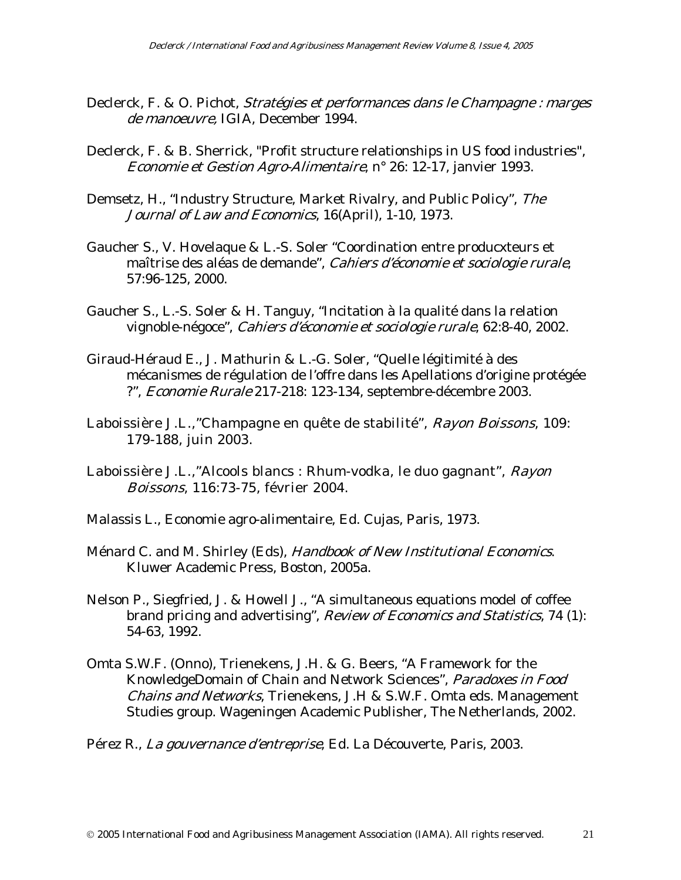Declerck, F. & O. Pichot, *Stratégies et performances dans le Champagne : marges de manoeuvre*, IGIA, December 1994.

Declerck, F. & B. Sherrick, "Profit structure relationships in US food industries", *Economie et Gestion Agro-Alimentaire*, n° 26: 12-17, janvier 1993.

Demsetz, H., "Industry Structure, Market Rivalry, and Public Policy", *The Journal of Law and Economics*, 16(April), 1-10, 1973.

Gaucher S., V. Hovelaque & L.-S. Soler "Coordination entre producxteurs et maîtrise des aléas de demande", *Cahiers d'économie et sociologie rurale*, 57:96-125, 2000.

Gaucher S., L.-S. Soler & H. Tanguy, "Incitation à la qualité dans la relation vignoble-négoce", *Cahiers d'économie et sociologie rurale*, 62:8-40, 2002.

Giraud-Héraud E., J. Mathurin & L.-G. Soler, "Quelle légitimité à des mécanismes de régulation de l'offre dans les Apellations d'origine protégée ?", *Economie Rurale* 217-218: 123-134, septembre-décembre 2003.

Laboissière J.L.,"Champagne en quête de stabilité", *Rayon Boissons*, 109: 179-188, juin 2003.

Laboissière J.L.,"Alcools blancs : Rhum-vodka, le duo gagnant", *Rayon Boissons*, 116:73-75, février 2004.

Malassis L., Economie agro-alimentaire, Ed. Cujas, Paris, 1973.

Ménard C. and M. Shirley (Eds), *Handbook of New Institutional Economics*. Kluwer Academic Press, Boston, 2005a.

Nelson P., Siegfried, J. & Howell J., "A simultaneous equations model of coffee brand pricing and advertising", *Review of Economics and Statistics*, 74 (1): 54-63, 1992.

Omta S.W.F. (Onno), Trienekens, J.H. & G. Beers, "A Framework for the KnowledgeDomain of Chain and Network Sciences", *Paradoxes in Food Chains and Networks*, Trienekens, J.H & S.W.F. Omta eds. Management Studies group. Wageningen Academic Publisher, The Netherlands, 2002.

Pérez R., *La gouvernance d'entreprise*, Ed. La Découverte, Paris, 2003.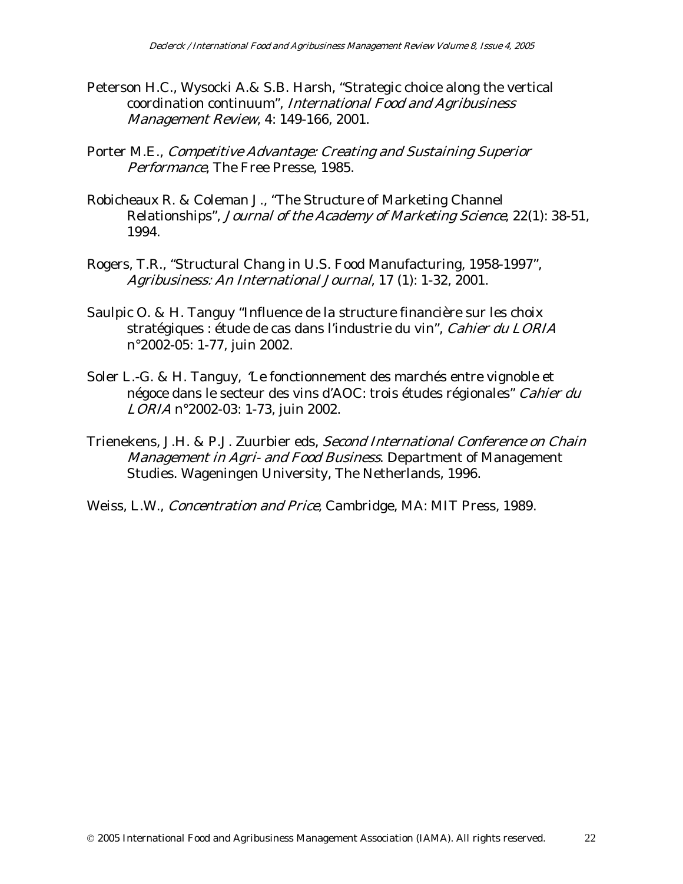Peterson H.C., Wysocki A.& S.B. Harsh, "Strategic choice along the vertical coordination continuum", *International Food and Agribusiness Management Review*, 4: 149-166, 2001.

Porter M.E., *Competitive Advantage: Creating and Sustaining Superior Performance*, The Free Presse, 1985.

Robicheaux R. & Coleman J., "The Structure of Marketing Channel Relationships", *Journal of the Academy of Marketing Science*, 22(1): 38-51, 1994.

Rogers, T.R., "Structural Chang in U.S. Food Manufacturing, 1958-1997", *Agribusiness: An International Journal*, 17 (1): 1-32, 2001.

Saulpic O. & H. Tanguy "Influence de la structure financière sur les choix stratégiques : étude de cas dans l'industrie du vin", *Cahier du LORIA* n°2002-05: 1-77, juin 2002.

Soler L.-G. & H. Tanguy, 'Le fonctionnement des marchés entre vignoble et négoce dans le secteur des vins d'AOC: trois études régionales" *Cahier du LORIA* n°2002-03: 1-73, juin 2002.

Trienekens, J.H. & P.J. Zuurbier eds, *Second International Conference on Chain Management in Agri- and Food Business*. Department of Management Studies. Wageningen University, The Netherlands, 1996.

Weiss, L.W., *Concentration and Price*, Cambridge, MA: MIT Press, 1989.